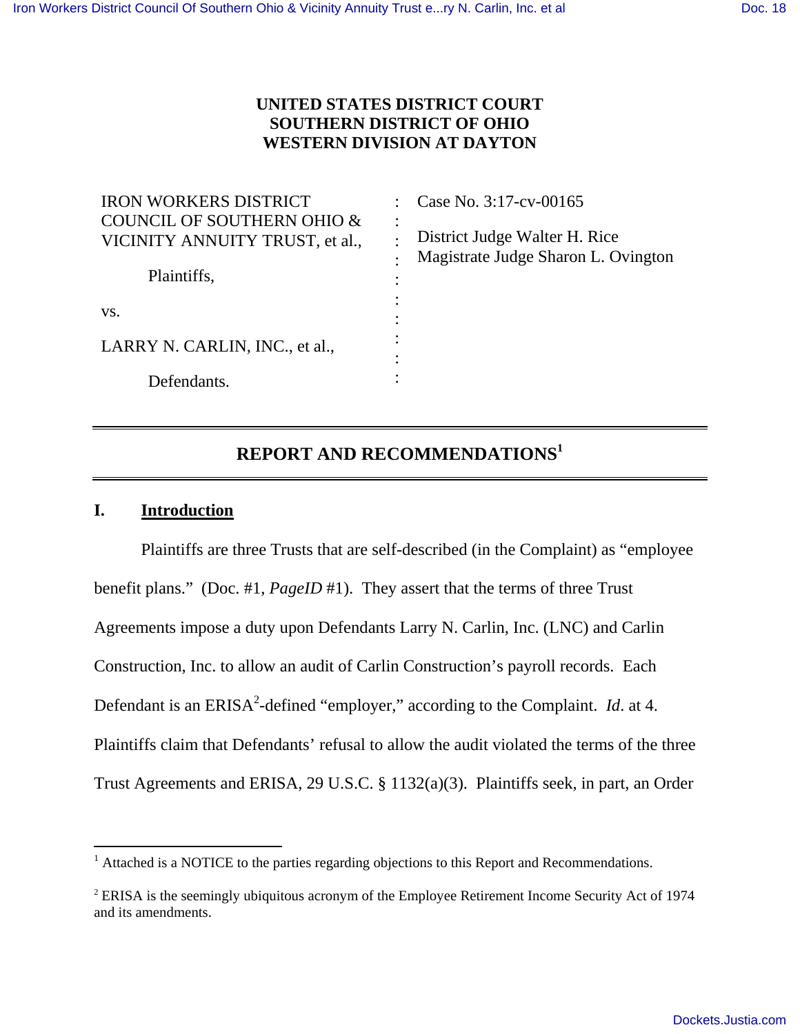**UNITED STATES DISTRICT COURT**
**SOUTHERN DISTRICT OF OHIO**
**WESTERN DIVISION AT DAYTON**

| | | |
|---|---|---|
| IRON WORKERS DISTRICT COUNCIL OF SOUTHERN OHIO & VICINITY ANNUITY TRUST, et al., | : | Case No. 3:17-cv-00165 |
| Plaintiffs, | : | District Judge Walter H. Rice |
| | : | Magistrate Judge Sharon L. Ovington |
| vs. | : | |
| LARRY N. CARLIN, INC., et al., | : | |
| Defendants. | : | |

## REPORT AND RECOMMENDATIONS[1]

### I. Introduction

Plaintiffs are three Trusts that are self-described (in the Complaint) as "employee benefit plans." (Doc. #1, *PageID* #1). They assert that the terms of three Trust Agreements impose a duty upon Defendants Larry N. Carlin, Inc. (LNC) and Carlin Construction, Inc. to allow an audit of Carlin Construction's payroll records. Each Defendant is an ERISA[2]-defined "employer," according to the Complaint. *Id*. at 4. Plaintiffs claim that Defendants' refusal to allow the audit violated the terms of the three Trust Agreements and ERISA, 29 U.S.C. § 1132(a)(3). Plaintiffs seek, in part, an Order

---

[1] Attached is a NOTICE to the parties regarding objections to this Report and Recommendations.

[2] ERISA is the seemingly ubiquitous acronym of the Employee Retirement Income Security Act of 1974 and its amendments.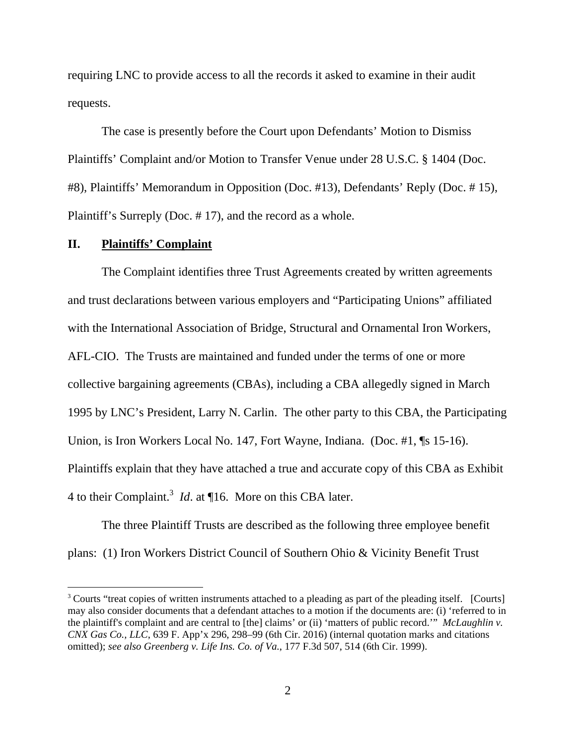requiring LNC to provide access to all the records it asked to examine in their audit requests.

The case is presently before the Court upon Defendants' Motion to Dismiss Plaintiffs' Complaint and/or Motion to Transfer Venue under 28 U.S.C. § 1404 (Doc. #8), Plaintiffs' Memorandum in Opposition (Doc. #13), Defendants' Reply (Doc. # 15), Plaintiff's Surreply (Doc. # 17), and the record as a whole.

## II. Plaintiffs' Complaint

The Complaint identifies three Trust Agreements created by written agreements and trust declarations between various employers and "Participating Unions" affiliated with the International Association of Bridge, Structural and Ornamental Iron Workers, AFL-CIO. The Trusts are maintained and funded under the terms of one or more collective bargaining agreements (CBAs), including a CBA allegedly signed in March 1995 by LNC's President, Larry N. Carlin. The other party to this CBA, the Participating Union, is Iron Workers Local No. 147, Fort Wayne, Indiana. (Doc. #1, ¶s 15-16). Plaintiffs explain that they have attached a true and accurate copy of this CBA as Exhibit 4 to their Complaint.[3] *Id*. at ¶16. More on this CBA later.

The three Plaintiff Trusts are described as the following three employee benefit plans: (1) Iron Workers District Council of Southern Ohio & Vicinity Benefit Trust

---

[3] Courts "treat copies of written instruments attached to a pleading as part of the pleading itself. [Courts] may also consider documents that a defendant attaches to a motion if the documents are: (i) 'referred to in the plaintiff's complaint and are central to [the] claims' or (ii) 'matters of public record.'" *McLaughlin v. CNX Gas Co., LLC*, 639 F. App'x 296, 298–99 (6th Cir. 2016) (internal quotation marks and citations omitted); *see also Greenberg v. Life Ins. Co. of Va.*, 177 F.3d 507, 514 (6th Cir. 1999).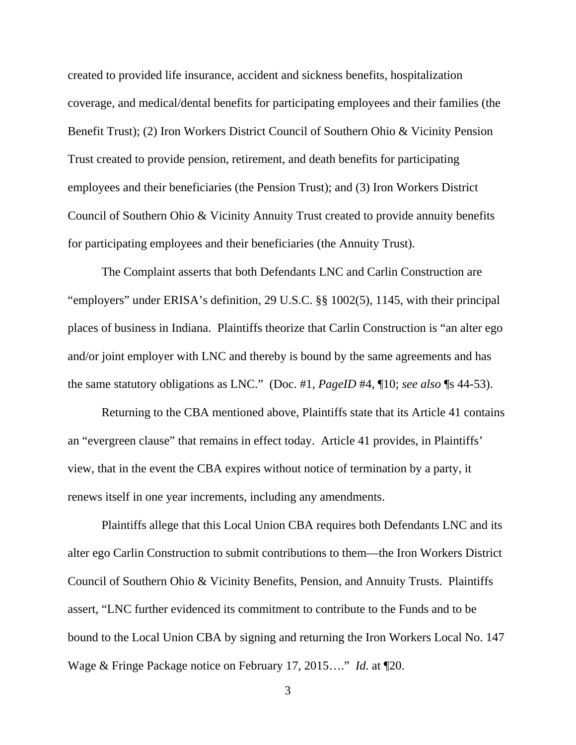created to provided life insurance, accident and sickness benefits, hospitalization coverage, and medical/dental benefits for participating employees and their families (the Benefit Trust); (2) Iron Workers District Council of Southern Ohio & Vicinity Pension Trust created to provide pension, retirement, and death benefits for participating employees and their beneficiaries (the Pension Trust); and (3) Iron Workers District Council of Southern Ohio & Vicinity Annuity Trust created to provide annuity benefits for participating employees and their beneficiaries (the Annuity Trust).

The Complaint asserts that both Defendants LNC and Carlin Construction are "employers" under ERISA's definition, 29 U.S.C. §§ 1002(5), 1145, with their principal places of business in Indiana. Plaintiffs theorize that Carlin Construction is "an alter ego and/or joint employer with LNC and thereby is bound by the same agreements and has the same statutory obligations as LNC." (Doc. #1, *PageID* #4, ¶10; *see also* ¶s 44-53).

Returning to the CBA mentioned above, Plaintiffs state that its Article 41 contains an "evergreen clause" that remains in effect today. Article 41 provides, in Plaintiffs' view, that in the event the CBA expires without notice of termination by a party, it renews itself in one year increments, including any amendments.

Plaintiffs allege that this Local Union CBA requires both Defendants LNC and its alter ego Carlin Construction to submit contributions to them—the Iron Workers District Council of Southern Ohio & Vicinity Benefits, Pension, and Annuity Trusts. Plaintiffs assert, "LNC further evidenced its commitment to contribute to the Funds and to be bound to the Local Union CBA by signing and returning the Iron Workers Local No. 147 Wage & Fringe Package notice on February 17, 2015…." *Id*. at ¶20.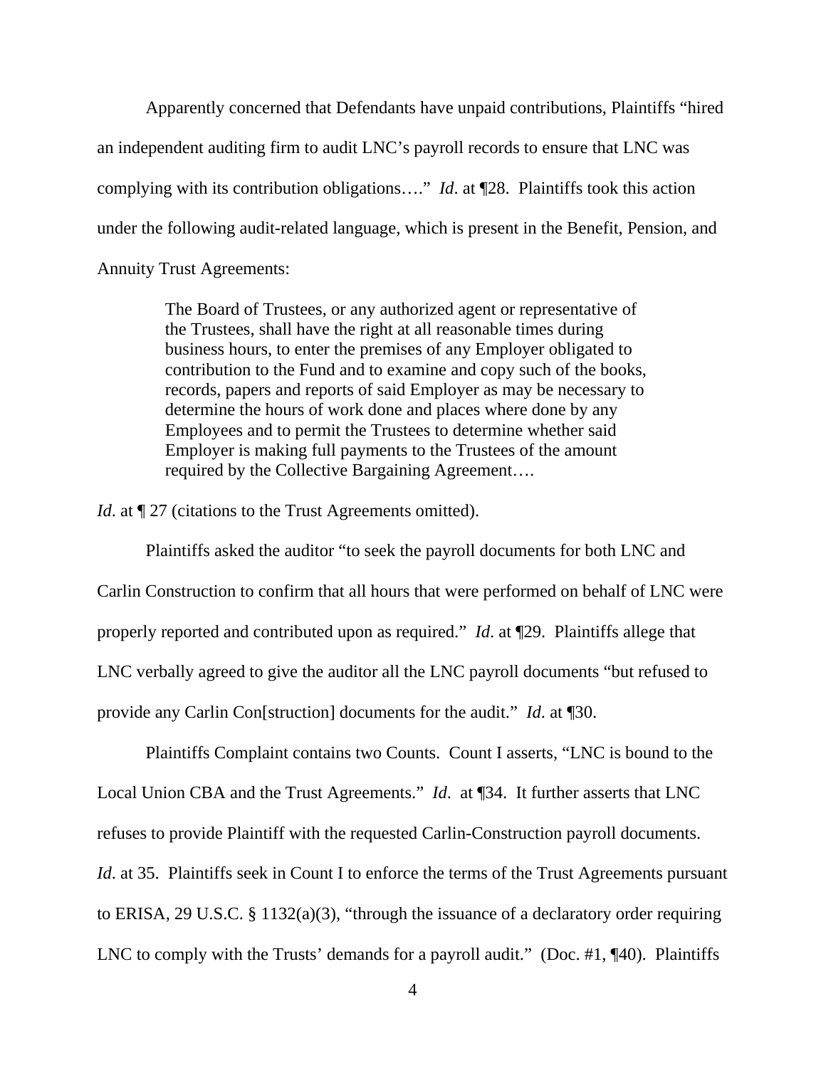Apparently concerned that Defendants have unpaid contributions, Plaintiffs "hired an independent auditing firm to audit LNC's payroll records to ensure that LNC was complying with its contribution obligations…." *Id*. at ¶28. Plaintiffs took this action under the following audit-related language, which is present in the Benefit, Pension, and Annuity Trust Agreements:

> The Board of Trustees, or any authorized agent or representative of the Trustees, shall have the right at all reasonable times during business hours, to enter the premises of any Employer obligated to contribution to the Fund and to examine and copy such of the books, records, papers and reports of said Employer as may be necessary to determine the hours of work done and places where done by any Employees and to permit the Trustees to determine whether said Employer is making full payments to the Trustees of the amount required by the Collective Bargaining Agreement….

*Id*. at ¶ 27 (citations to the Trust Agreements omitted).

Plaintiffs asked the auditor "to seek the payroll documents for both LNC and Carlin Construction to confirm that all hours that were performed on behalf of LNC were properly reported and contributed upon as required." *Id*. at ¶29. Plaintiffs allege that LNC verbally agreed to give the auditor all the LNC payroll documents "but refused to provide any Carlin Con[struction] documents for the audit." *Id*. at ¶30.

Plaintiffs Complaint contains two Counts. Count I asserts, "LNC is bound to the Local Union CBA and the Trust Agreements." *Id*. at ¶34. It further asserts that LNC refuses to provide Plaintiff with the requested Carlin-Construction payroll documents. *Id*. at 35. Plaintiffs seek in Count I to enforce the terms of the Trust Agreements pursuant to ERISA, 29 U.S.C. § 1132(a)(3), "through the issuance of a declaratory order requiring LNC to comply with the Trusts' demands for a payroll audit." (Doc. #1, ¶40). Plaintiffs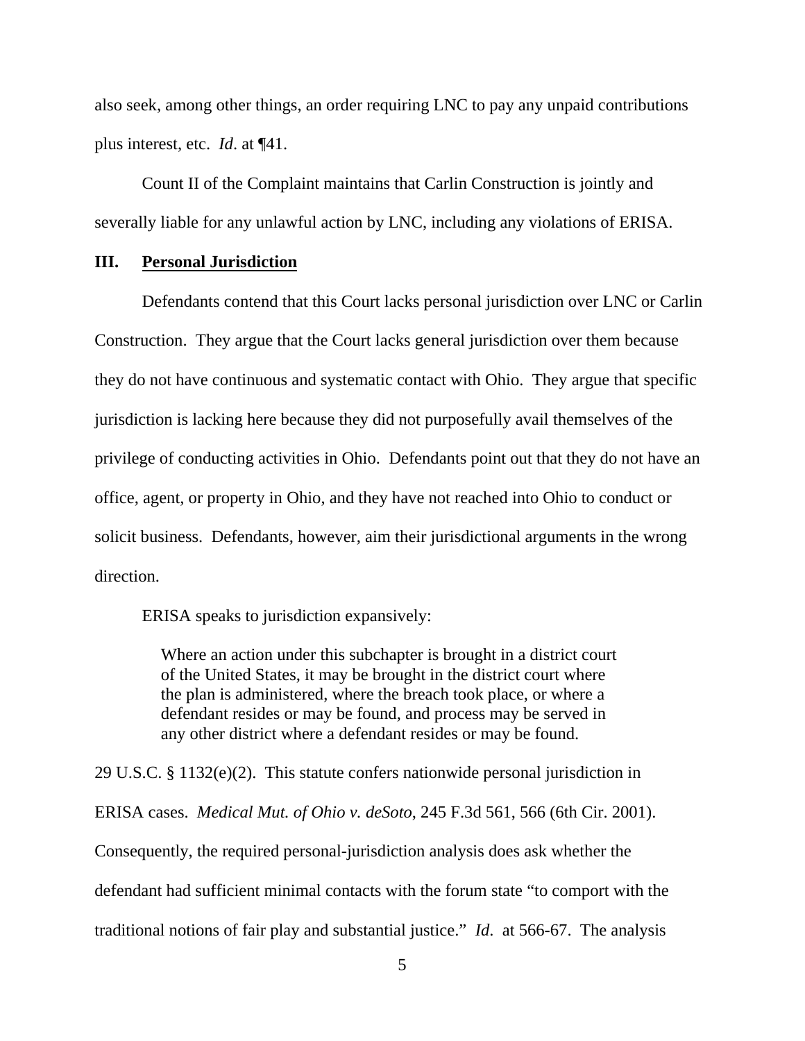also seek, among other things, an order requiring LNC to pay any unpaid contributions plus interest, etc. *Id*. at ¶41.

Count II of the Complaint maintains that Carlin Construction is jointly and severally liable for any unlawful action by LNC, including any violations of ERISA.

## III. **Personal Jurisdiction**

Defendants contend that this Court lacks personal jurisdiction over LNC or Carlin Construction. They argue that the Court lacks general jurisdiction over them because they do not have continuous and systematic contact with Ohio. They argue that specific jurisdiction is lacking here because they did not purposefully avail themselves of the privilege of conducting activities in Ohio. Defendants point out that they do not have an office, agent, or property in Ohio, and they have not reached into Ohio to conduct or solicit business. Defendants, however, aim their jurisdictional arguments in the wrong direction.

ERISA speaks to jurisdiction expansively:

> Where an action under this subchapter is brought in a district court of the United States, it may be brought in the district court where the plan is administered, where the breach took place, or where a defendant resides or may be found, and process may be served in any other district where a defendant resides or may be found.

29 U.S.C. § 1132(e)(2). This statute confers nationwide personal jurisdiction in ERISA cases. *Medical Mut. of Ohio v. deSoto*, 245 F.3d 561, 566 (6th Cir. 2001). Consequently, the required personal-jurisdiction analysis does ask whether the defendant had sufficient minimal contacts with the forum state "to comport with the traditional notions of fair play and substantial justice." *Id*. at 566-67. The analysis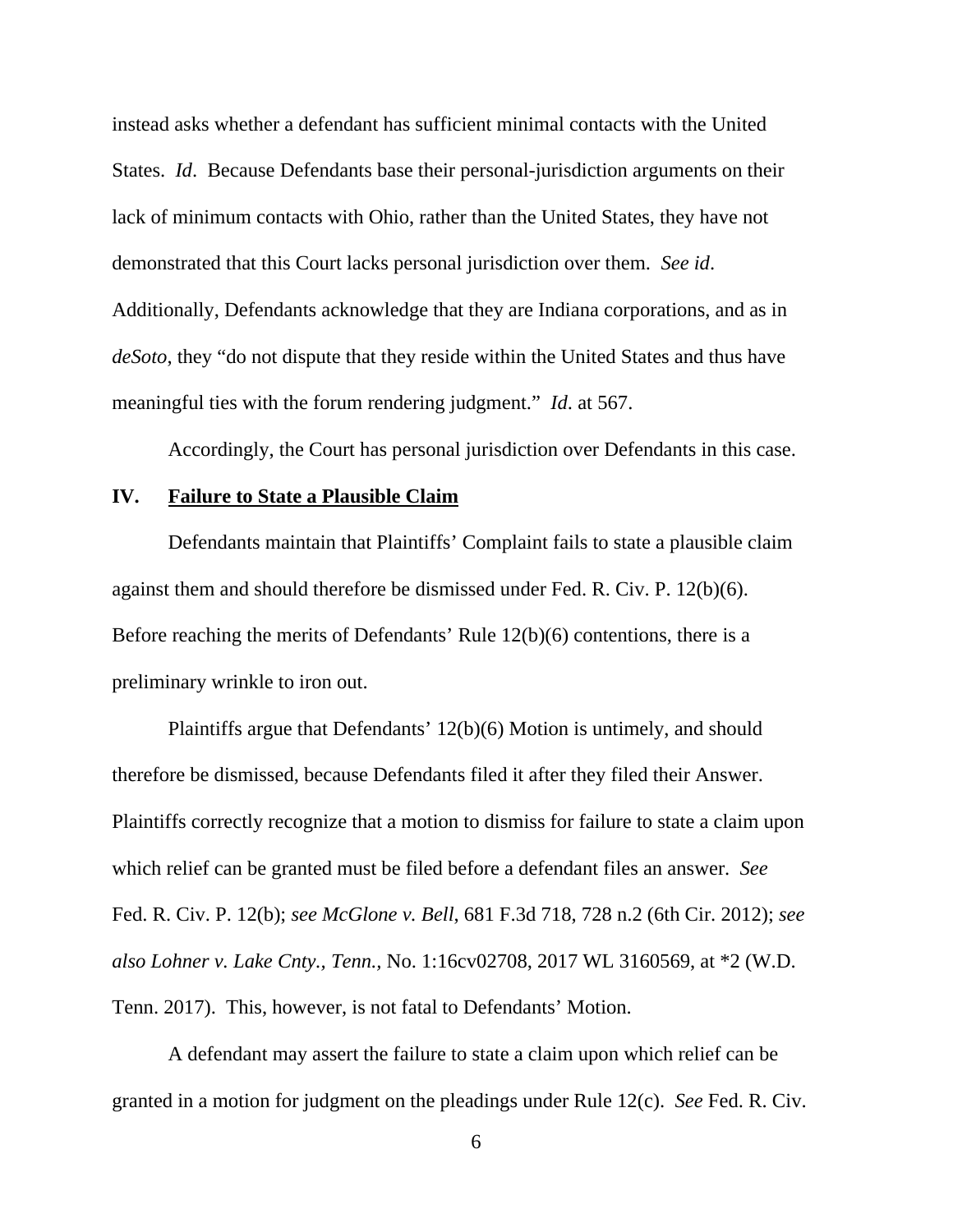instead asks whether a defendant has sufficient minimal contacts with the United States. *Id*. Because Defendants base their personal-jurisdiction arguments on their lack of minimum contacts with Ohio, rather than the United States, they have not demonstrated that this Court lacks personal jurisdiction over them. *See id*. Additionally, Defendants acknowledge that they are Indiana corporations, and as in *deSoto*, they "do not dispute that they reside within the United States and thus have meaningful ties with the forum rendering judgment." *Id*. at 567.

Accordingly, the Court has personal jurisdiction over Defendants in this case.

## IV. Failure to State a Plausible Claim

Defendants maintain that Plaintiffs' Complaint fails to state a plausible claim against them and should therefore be dismissed under Fed. R. Civ. P. 12(b)(6). Before reaching the merits of Defendants' Rule 12(b)(6) contentions, there is a preliminary wrinkle to iron out.

Plaintiffs argue that Defendants' 12(b)(6) Motion is untimely, and should therefore be dismissed, because Defendants filed it after they filed their Answer. Plaintiffs correctly recognize that a motion to dismiss for failure to state a claim upon which relief can be granted must be filed before a defendant files an answer. *See* Fed. R. Civ. P. 12(b); *see McGlone v. Bell*, 681 F.3d 718, 728 n.2 (6th Cir. 2012); *see also Lohner v. Lake Cnty., Tenn.*, No. 1:16cv02708, 2017 WL 3160569, at *2 (W.D. Tenn. 2017). This, however, is not fatal to Defendants' Motion.

A defendant may assert the failure to state a claim upon which relief can be granted in a motion for judgment on the pleadings under Rule 12(c). *See* Fed. R. Civ.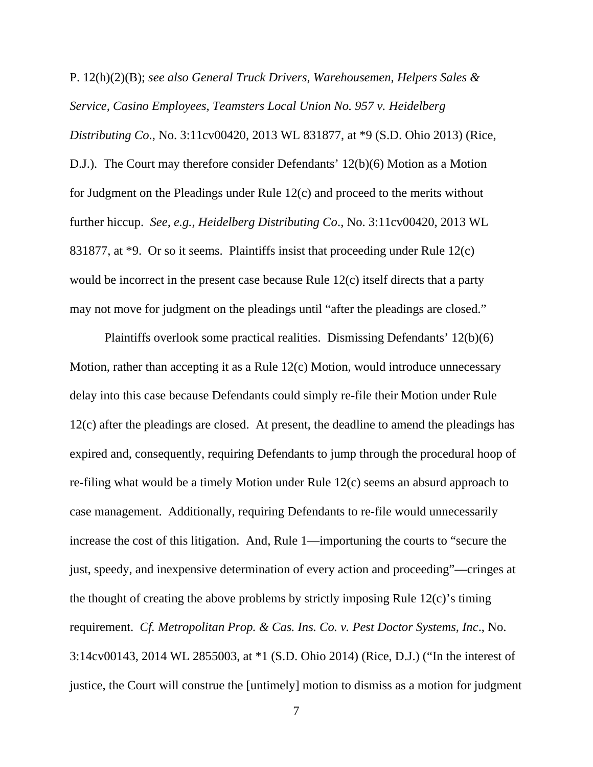P. 12(h)(2)(B); *see also General Truck Drivers, Warehousemen, Helpers Sales & Service, Casino Employees, Teamsters Local Union No. 957 v. Heidelberg Distributing Co*., No. 3:11cv00420, 2013 WL 831877, at *9 (S.D. Ohio 2013) (Rice, D.J.). The Court may therefore consider Defendants' 12(b)(6) Motion as a Motion for Judgment on the Pleadings under Rule 12(c) and proceed to the merits without further hiccup. *See, e.g., Heidelberg Distributing Co*., No. 3:11cv00420, 2013 WL 831877, at *9. Or so it seems. Plaintiffs insist that proceeding under Rule 12(c) would be incorrect in the present case because Rule 12(c) itself directs that a party may not move for judgment on the pleadings until "after the pleadings are closed."

Plaintiffs overlook some practical realities. Dismissing Defendants' 12(b)(6) Motion, rather than accepting it as a Rule 12(c) Motion, would introduce unnecessary delay into this case because Defendants could simply re-file their Motion under Rule 12(c) after the pleadings are closed. At present, the deadline to amend the pleadings has expired and, consequently, requiring Defendants to jump through the procedural hoop of re-filing what would be a timely Motion under Rule 12(c) seems an absurd approach to case management. Additionally, requiring Defendants to re-file would unnecessarily increase the cost of this litigation. And, Rule 1—importuning the courts to "secure the just, speedy, and inexpensive determination of every action and proceeding"—cringes at the thought of creating the above problems by strictly imposing Rule 12(c)'s timing requirement. *Cf. Metropolitan Prop. & Cas. Ins. Co. v. Pest Doctor Systems, Inc*., No. 3:14cv00143, 2014 WL 2855003, at *1 (S.D. Ohio 2014) (Rice, D.J.) ("In the interest of justice, the Court will construe the [untimely] motion to dismiss as a motion for judgment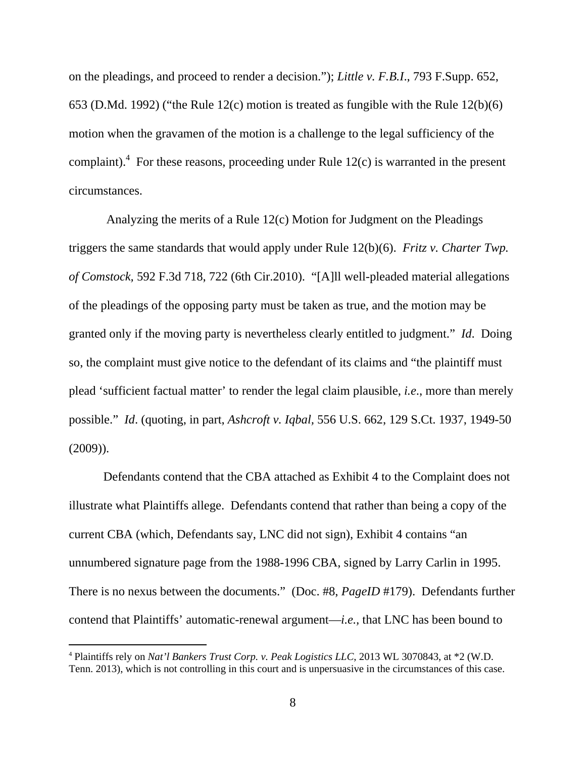on the pleadings, and proceed to render a decision."); *Little v. F.B.I.*, 793 F.Supp. 652, 653 (D.Md. 1992) ("the Rule 12(c) motion is treated as fungible with the Rule 12(b)(6) motion when the gravamen of the motion is a challenge to the legal sufficiency of the complaint).[4] For these reasons, proceeding under Rule 12(c) is warranted in the present circumstances.

Analyzing the merits of a Rule 12(c) Motion for Judgment on the Pleadings triggers the same standards that would apply under Rule 12(b)(6). *Fritz v. Charter Twp. of Comstock*, 592 F.3d 718, 722 (6th Cir.2010). "[A]ll well-pleaded material allegations of the pleadings of the opposing party must be taken as true, and the motion may be granted only if the moving party is nevertheless clearly entitled to judgment." *Id*. Doing so, the complaint must give notice to the defendant of its claims and "the plaintiff must plead 'sufficient factual matter' to render the legal claim plausible, *i.e.*, more than merely possible." *Id*. (quoting, in part, *Ashcroft v. Iqbal*, 556 U.S. 662, 129 S.Ct. 1937, 1949-50 (2009)).

Defendants contend that the CBA attached as Exhibit 4 to the Complaint does not illustrate what Plaintiffs allege. Defendants contend that rather than being a copy of the current CBA (which, Defendants say, LNC did not sign), Exhibit 4 contains "an unnumbered signature page from the 1988-1996 CBA, signed by Larry Carlin in 1995. There is no nexus between the documents." (Doc. #8, *PageID* #179). Defendants further contend that Plaintiffs' automatic-renewal argument—*i.e.*, that LNC has been bound to

[4] Plaintiffs rely on *Nat'l Bankers Trust Corp. v. Peak Logistics LLC*, 2013 WL 3070843, at *2 (W.D. Tenn. 2013), which is not controlling in this court and is unpersuasive in the circumstances of this case.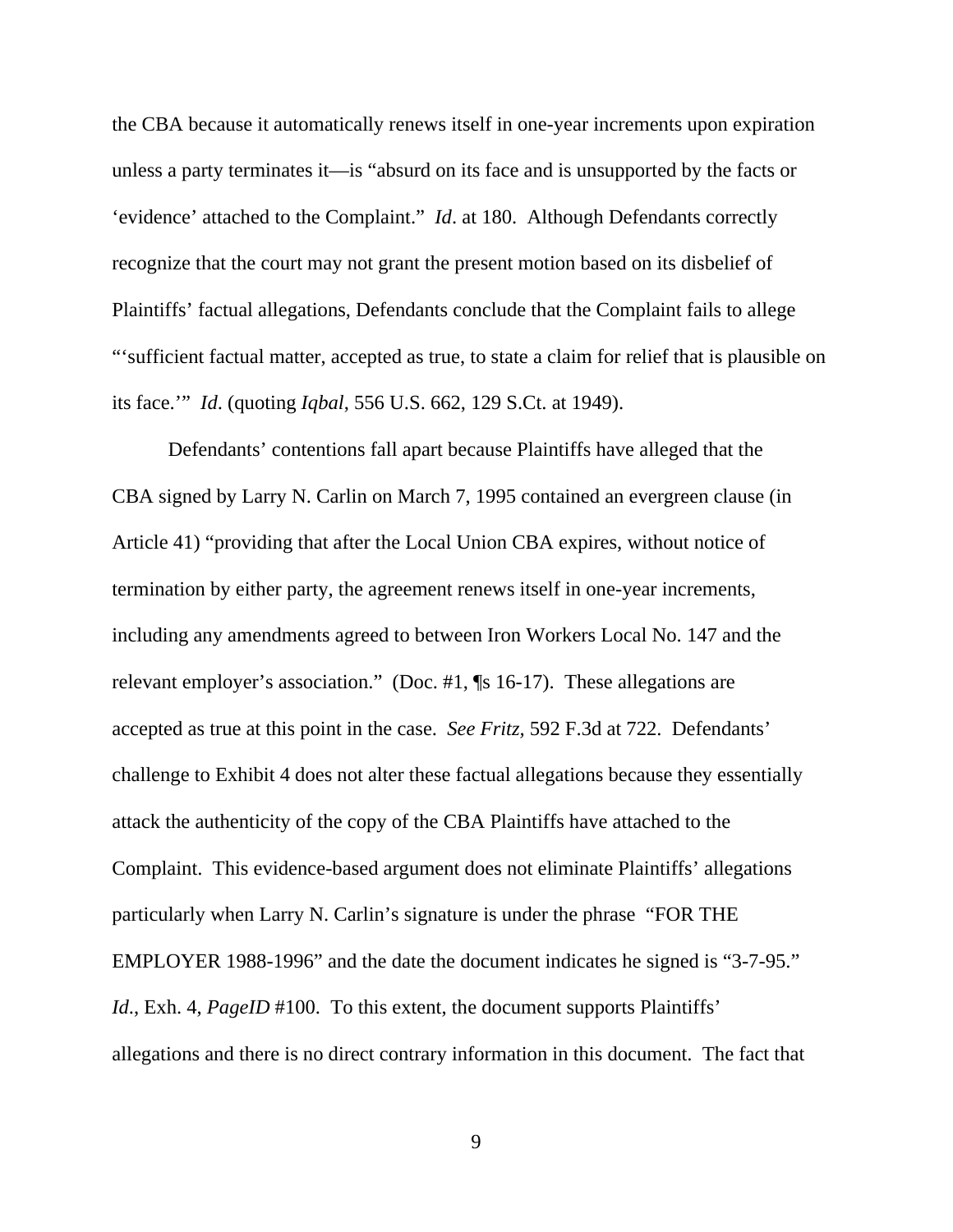the CBA because it automatically renews itself in one-year increments upon expiration unless a party terminates it—is "absurd on its face and is unsupported by the facts or 'evidence' attached to the Complaint." *Id*. at 180. Although Defendants correctly recognize that the court may not grant the present motion based on its disbelief of Plaintiffs' factual allegations, Defendants conclude that the Complaint fails to allege "'sufficient factual matter, accepted as true, to state a claim for relief that is plausible on its face.'" *Id*. (quoting *Iqbal*, 556 U.S. 662, 129 S.Ct. at 1949).

Defendants' contentions fall apart because Plaintiffs have alleged that the CBA signed by Larry N. Carlin on March 7, 1995 contained an evergreen clause (in Article 41) "providing that after the Local Union CBA expires, without notice of termination by either party, the agreement renews itself in one-year increments, including any amendments agreed to between Iron Workers Local No. 147 and the relevant employer's association." (Doc. #1, ¶s 16-17). These allegations are accepted as true at this point in the case. *See Fritz*, 592 F.3d at 722. Defendants' challenge to Exhibit 4 does not alter these factual allegations because they essentially attack the authenticity of the copy of the CBA Plaintiffs have attached to the Complaint. This evidence-based argument does not eliminate Plaintiffs' allegations particularly when Larry N. Carlin's signature is under the phrase "FOR THE EMPLOYER 1988-1996" and the date the document indicates he signed is "3-7-95." *Id*., Exh. 4, *PageID* #100. To this extent, the document supports Plaintiffs' allegations and there is no direct contrary information in this document. The fact that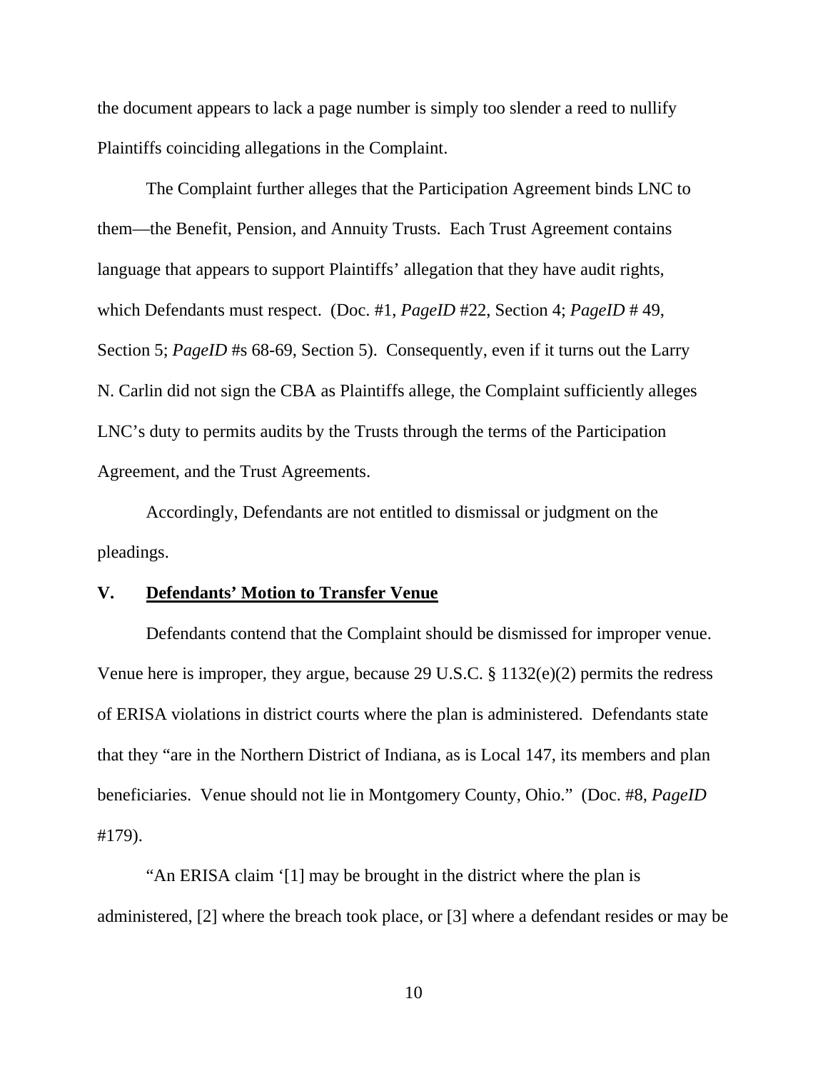the document appears to lack a page number is simply too slender a reed to nullify Plaintiffs coinciding allegations in the Complaint.

The Complaint further alleges that the Participation Agreement binds LNC to them—the Benefit, Pension, and Annuity Trusts. Each Trust Agreement contains language that appears to support Plaintiffs' allegation that they have audit rights, which Defendants must respect. (Doc. #1, *PageID* #22, Section 4; *PageID* # 49, Section 5; *PageID* #s 68-69, Section 5). Consequently, even if it turns out the Larry N. Carlin did not sign the CBA as Plaintiffs allege, the Complaint sufficiently alleges LNC's duty to permits audits by the Trusts through the terms of the Participation Agreement, and the Trust Agreements.

Accordingly, Defendants are not entitled to dismissal or judgment on the pleadings.

## V. <u>Defendants' Motion to Transfer Venue</u>

Defendants contend that the Complaint should be dismissed for improper venue. Venue here is improper, they argue, because 29 U.S.C. § 1132(e)(2) permits the redress of ERISA violations in district courts where the plan is administered. Defendants state that they "are in the Northern District of Indiana, as is Local 147, its members and plan beneficiaries. Venue should not lie in Montgomery County, Ohio." (Doc. #8, *PageID* #179).

"An ERISA claim '[1] may be brought in the district where the plan is administered, [2] where the breach took place, or [3] where a defendant resides or may be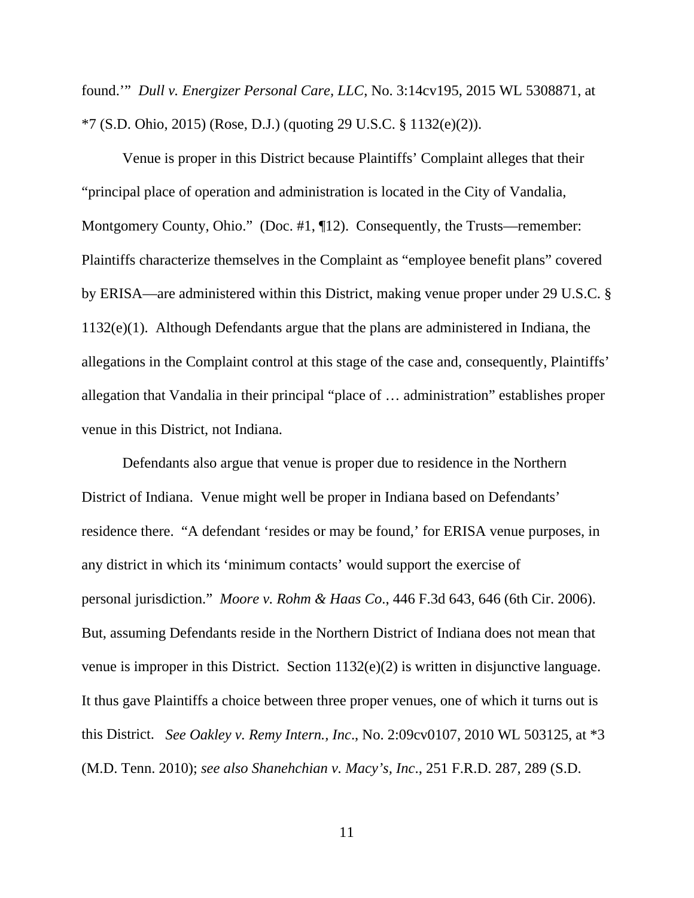found.'" *Dull v. Energizer Personal Care, LLC*, No. 3:14cv195, 2015 WL 5308871, at *7 (S.D. Ohio, 2015) (Rose, D.J.) (quoting 29 U.S.C. § 1132(e)(2)).

Venue is proper in this District because Plaintiffs' Complaint alleges that their "principal place of operation and administration is located in the City of Vandalia, Montgomery County, Ohio." (Doc. #1, ¶12). Consequently, the Trusts—remember: Plaintiffs characterize themselves in the Complaint as "employee benefit plans" covered by ERISA—are administered within this District, making venue proper under 29 U.S.C. § 1132(e)(1). Although Defendants argue that the plans are administered in Indiana, the allegations in the Complaint control at this stage of the case and, consequently, Plaintiffs' allegation that Vandalia in their principal "place of … administration" establishes proper venue in this District, not Indiana.

Defendants also argue that venue is proper due to residence in the Northern District of Indiana. Venue might well be proper in Indiana based on Defendants' residence there. "A defendant 'resides or may be found,' for ERISA venue purposes, in any district in which its 'minimum contacts' would support the exercise of personal jurisdiction." *Moore v. Rohm & Haas Co*., 446 F.3d 643, 646 (6th Cir. 2006). But, assuming Defendants reside in the Northern District of Indiana does not mean that venue is improper in this District. Section 1132(e)(2) is written in disjunctive language. It thus gave Plaintiffs a choice between three proper venues, one of which it turns out is this District. *See Oakley v. Remy Intern., Inc*., No. 2:09cv0107, 2010 WL 503125, at *3 (M.D. Tenn. 2010); *see also Shanehchian v. Macy's, Inc*., 251 F.R.D. 287, 289 (S.D.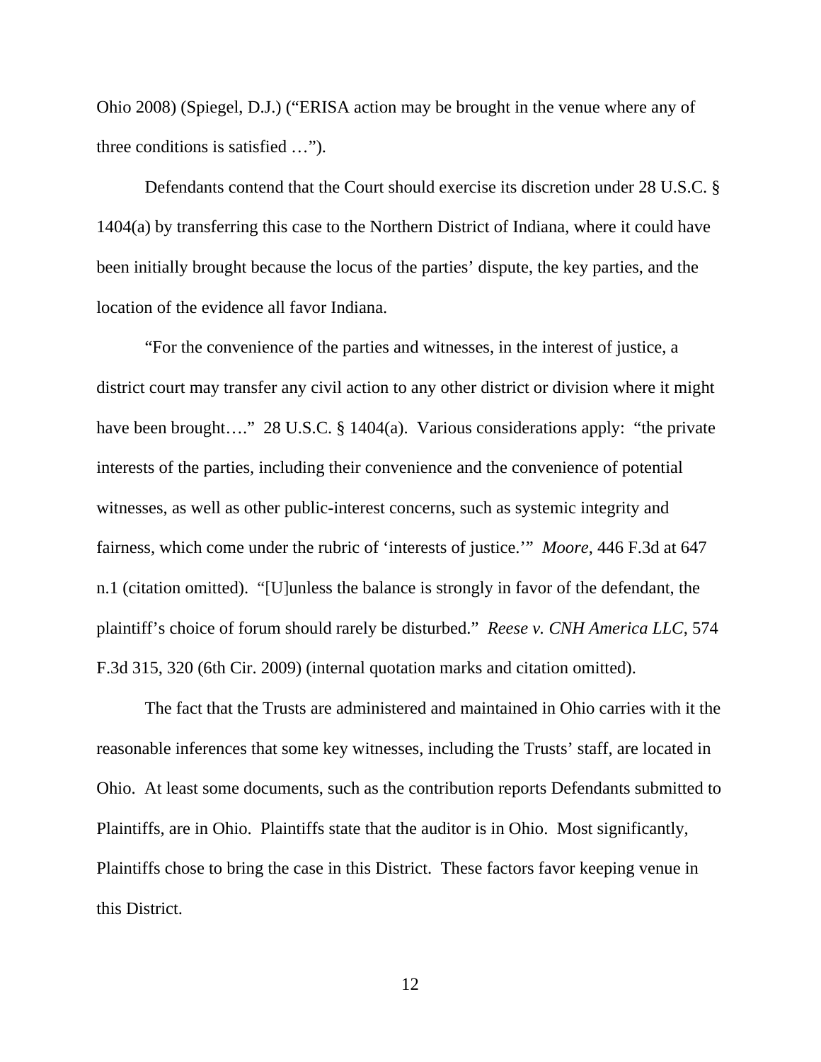Ohio 2008) (Spiegel, D.J.) ("ERISA action may be brought in the venue where any of three conditions is satisfied …").

Defendants contend that the Court should exercise its discretion under 28 U.S.C. § 1404(a) by transferring this case to the Northern District of Indiana, where it could have been initially brought because the locus of the parties' dispute, the key parties, and the location of the evidence all favor Indiana.

"For the convenience of the parties and witnesses, in the interest of justice, a district court may transfer any civil action to any other district or division where it might have been brought…." 28 U.S.C. § 1404(a). Various considerations apply: "the private interests of the parties, including their convenience and the convenience of potential witnesses, as well as other public-interest concerns, such as systemic integrity and fairness, which come under the rubric of 'interests of justice.'" *Moore*, 446 F.3d at 647 n.1 (citation omitted). "[U]nless the balance is strongly in favor of the defendant, the plaintiff's choice of forum should rarely be disturbed." *Reese v. CNH America LLC*, 574 F.3d 315, 320 (6th Cir. 2009) (internal quotation marks and citation omitted).

The fact that the Trusts are administered and maintained in Ohio carries with it the reasonable inferences that some key witnesses, including the Trusts' staff, are located in Ohio. At least some documents, such as the contribution reports Defendants submitted to Plaintiffs, are in Ohio. Plaintiffs state that the auditor is in Ohio. Most significantly, Plaintiffs chose to bring the case in this District. These factors favor keeping venue in this District.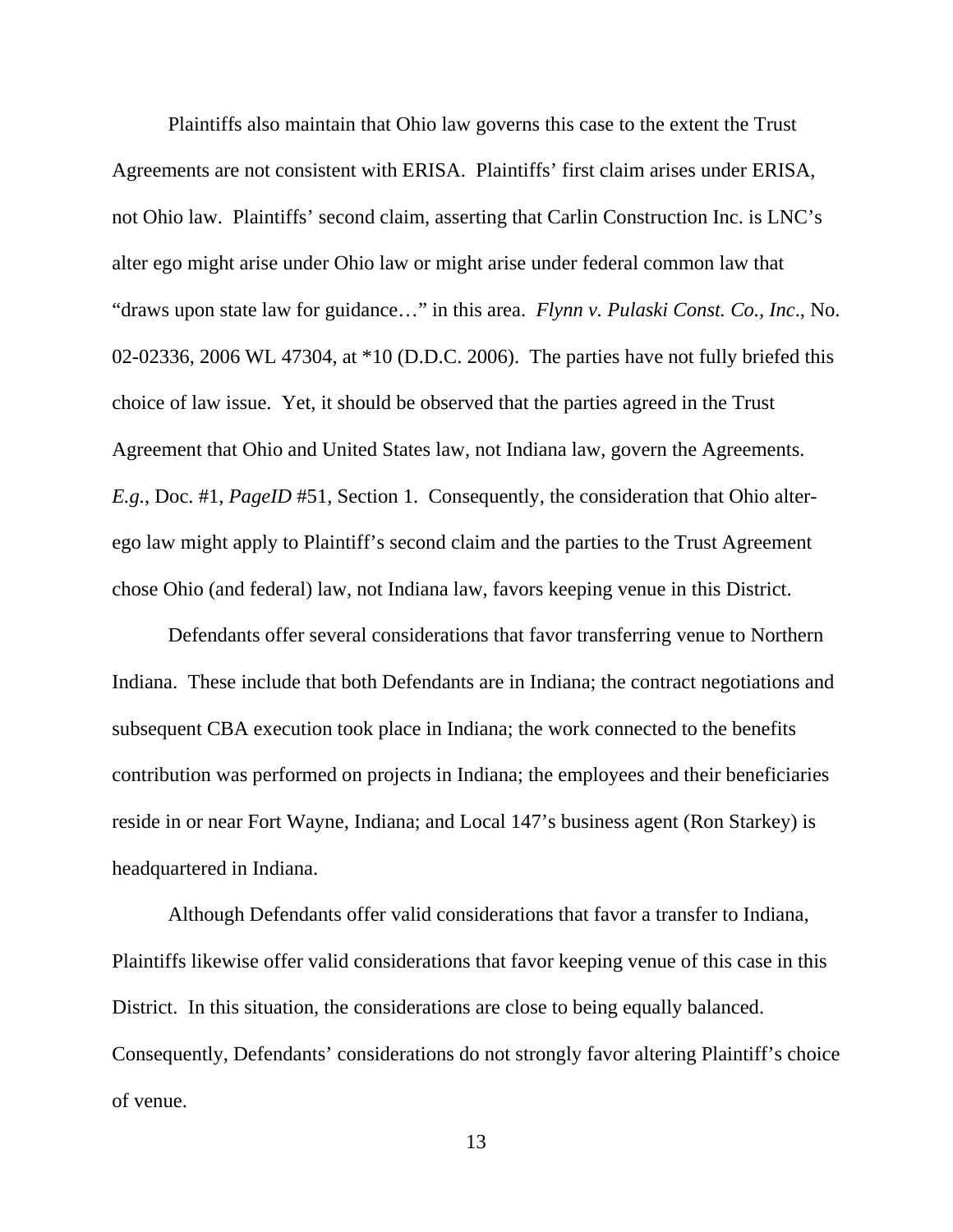Plaintiffs also maintain that Ohio law governs this case to the extent the Trust Agreements are not consistent with ERISA. Plaintiffs' first claim arises under ERISA, not Ohio law. Plaintiffs' second claim, asserting that Carlin Construction Inc. is LNC's alter ego might arise under Ohio law or might arise under federal common law that "draws upon state law for guidance…" in this area. *Flynn v. Pulaski Const. Co., Inc*., No. 02-02336, 2006 WL 47304, at *10 (D.D.C. 2006). The parties have not fully briefed this choice of law issue. Yet, it should be observed that the parties agreed in the Trust Agreement that Ohio and United States law, not Indiana law, govern the Agreements. *E.g.*, Doc. #1, *PageID* #51, Section 1. Consequently, the consideration that Ohio alter-ego law might apply to Plaintiff's second claim and the parties to the Trust Agreement chose Ohio (and federal) law, not Indiana law, favors keeping venue in this District.

Defendants offer several considerations that favor transferring venue to Northern Indiana. These include that both Defendants are in Indiana; the contract negotiations and subsequent CBA execution took place in Indiana; the work connected to the benefits contribution was performed on projects in Indiana; the employees and their beneficiaries reside in or near Fort Wayne, Indiana; and Local 147's business agent (Ron Starkey) is headquartered in Indiana.

Although Defendants offer valid considerations that favor a transfer to Indiana, Plaintiffs likewise offer valid considerations that favor keeping venue of this case in this District. In this situation, the considerations are close to being equally balanced. Consequently, Defendants' considerations do not strongly favor altering Plaintiff's choice of venue.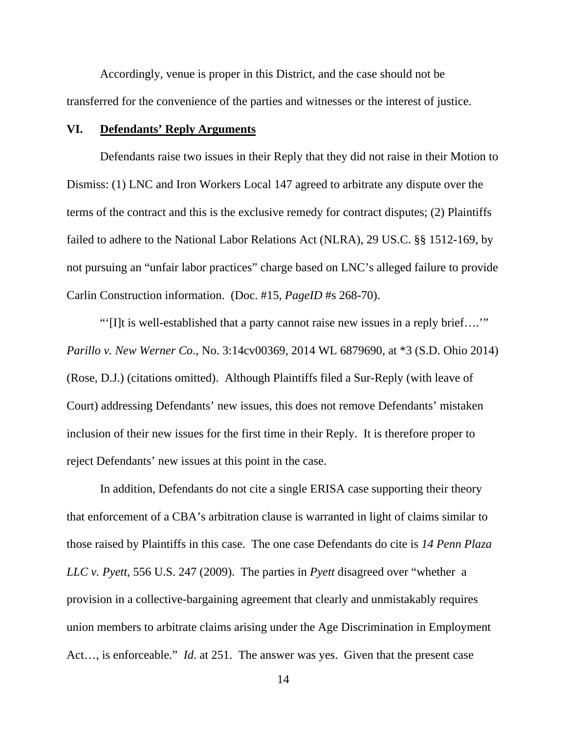Accordingly, venue is proper in this District, and the case should not be transferred for the convenience of the parties and witnesses or the interest of justice.

## VI. **Defendants' Reply Arguments**

Defendants raise two issues in their Reply that they did not raise in their Motion to Dismiss: (1) LNC and Iron Workers Local 147 agreed to arbitrate any dispute over the terms of the contract and this is the exclusive remedy for contract disputes; (2) Plaintiffs failed to adhere to the National Labor Relations Act (NLRA), 29 US.C. §§ 1512-169, by not pursuing an "unfair labor practices" charge based on LNC's alleged failure to provide Carlin Construction information. (Doc. #15, *PageID* #s 268-70).

"'[I]t is well-established that a party cannot raise new issues in a reply brief….'" *Parillo v. New Werner Co*., No. 3:14cv00369, 2014 WL 6879690, at *3 (S.D. Ohio 2014) (Rose, D.J.) (citations omitted). Although Plaintiffs filed a Sur-Reply (with leave of Court) addressing Defendants' new issues, this does not remove Defendants' mistaken inclusion of their new issues for the first time in their Reply. It is therefore proper to reject Defendants' new issues at this point in the case.

In addition, Defendants do not cite a single ERISA case supporting their theory that enforcement of a CBA's arbitration clause is warranted in light of claims similar to those raised by Plaintiffs in this case. The one case Defendants do cite is *14 Penn Plaza LLC v. Pyett*, 556 U.S. 247 (2009). The parties in *Pyett* disagreed over "whether a provision in a collective-bargaining agreement that clearly and unmistakably requires union members to arbitrate claims arising under the Age Discrimination in Employment Act…, is enforceable." *Id*. at 251. The answer was yes. Given that the present case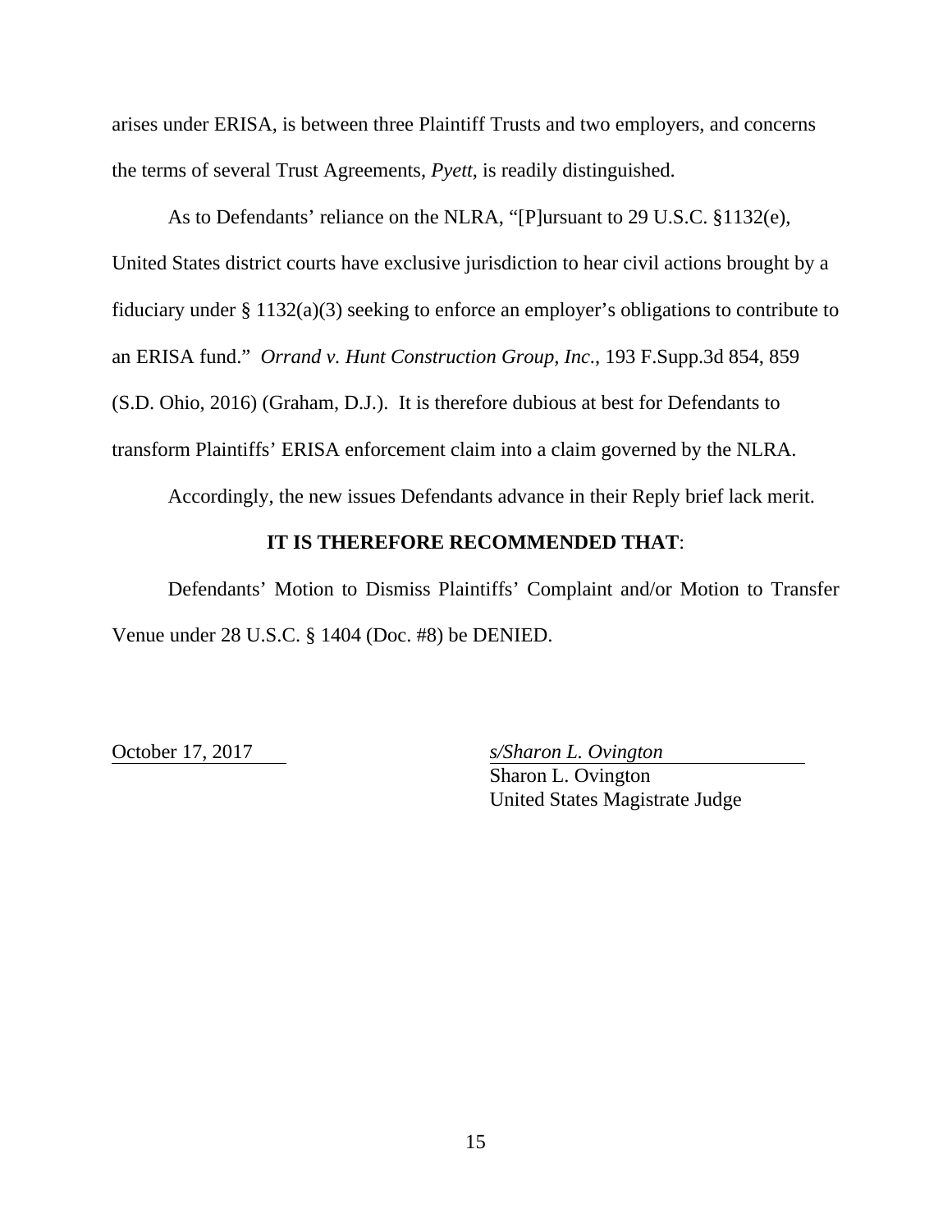arises under ERISA, is between three Plaintiff Trusts and two employers, and concerns the terms of several Trust Agreements, *Pyett*, is readily distinguished.

As to Defendants' reliance on the NLRA, "[P]ursuant to 29 U.S.C. §1132(e), United States district courts have exclusive jurisdiction to hear civil actions brought by a fiduciary under § 1132(a)(3) seeking to enforce an employer's obligations to contribute to an ERISA fund." *Orrand v. Hunt Construction Group, Inc.*, 193 F.Supp.3d 854, 859 (S.D. Ohio, 2016) (Graham, D.J.). It is therefore dubious at best for Defendants to transform Plaintiffs' ERISA enforcement claim into a claim governed by the NLRA.

Accordingly, the new issues Defendants advance in their Reply brief lack merit.

**IT IS THEREFORE RECOMMENDED THAT**:

Defendants' Motion to Dismiss Plaintiffs' Complaint and/or Motion to Transfer Venue under 28 U.S.C. § 1404 (Doc. #8) be DENIED.

October 17, 2017

*s/Sharon L. Ovington*
Sharon L. Ovington
United States Magistrate Judge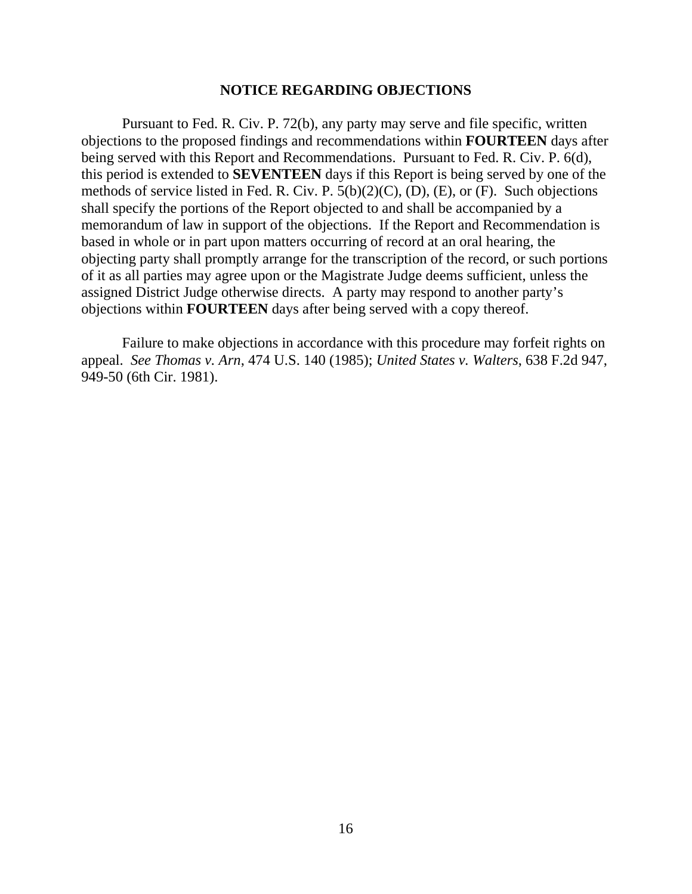## NOTICE REGARDING OBJECTIONS

Pursuant to Fed. R. Civ. P. 72(b), any party may serve and file specific, written objections to the proposed findings and recommendations within **FOURTEEN** days after being served with this Report and Recommendations. Pursuant to Fed. R. Civ. P. 6(d), this period is extended to **SEVENTEEN** days if this Report is being served by one of the methods of service listed in Fed. R. Civ. P. 5(b)(2)(C), (D), (E), or (F). Such objections shall specify the portions of the Report objected to and shall be accompanied by a memorandum of law in support of the objections. If the Report and Recommendation is based in whole or in part upon matters occurring of record at an oral hearing, the objecting party shall promptly arrange for the transcription of the record, or such portions of it as all parties may agree upon or the Magistrate Judge deems sufficient, unless the assigned District Judge otherwise directs. A party may respond to another party's objections within **FOURTEEN** days after being served with a copy thereof.

Failure to make objections in accordance with this procedure may forfeit rights on appeal. *See Thomas v. Arn*, 474 U.S. 140 (1985); *United States v. Walters*, 638 F.2d 947, 949-50 (6th Cir. 1981).